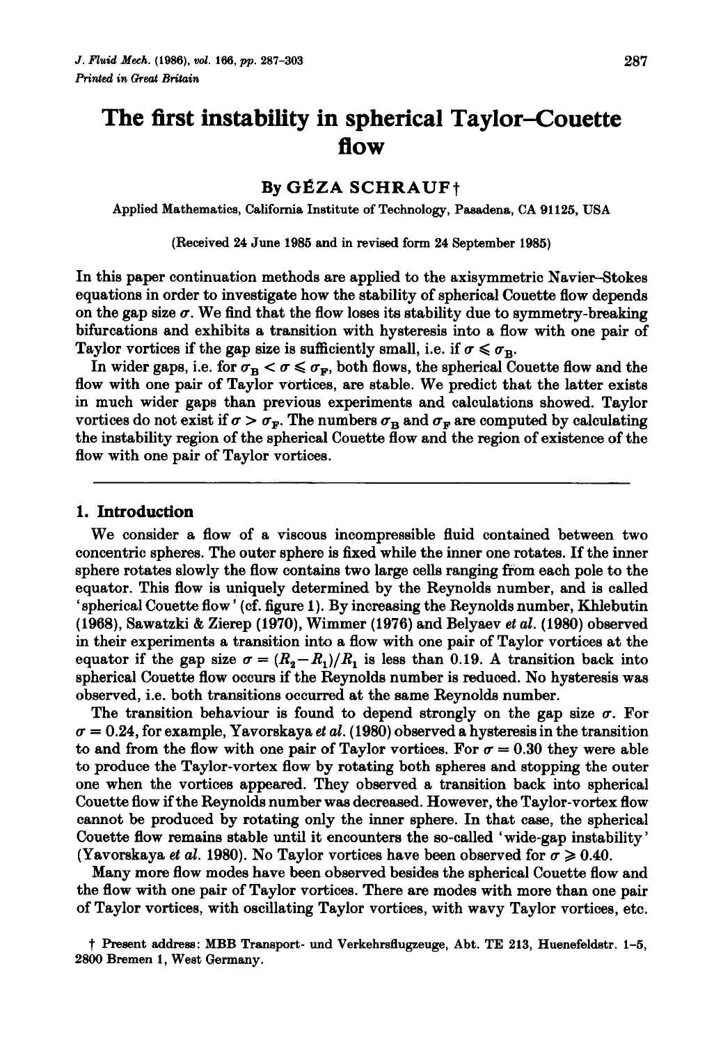# The first instability in spherical Taylor–Couette flow

By GÉZA SCHRAUF†

Applied Mathematics, California Institute of Technology, Pasadena, CA 91125, USA

(Received 24 June 1985 and in revised form 24 September 1985)

In this paper continuation methods are applied to the axisymmetric Navier–Stokes equations in order to investigate how the stability of spherical Couette flow depends on the gap size $\sigma$. We find that the flow loses its stability due to symmetry-breaking bifurcations and exhibits a transition with hysteresis into a flow with one pair of Taylor vortices if the gap size is sufficiently small, i.e. if $\sigma \leqslant \sigma_B$.

In wider gaps, i.e. for $\sigma_B < \sigma \leqslant \sigma_F$, both flows, the spherical Couette flow and the flow with one pair of Taylor vortices, are stable. We predict that the latter exists in much wider gaps than previous experiments and calculations showed. Taylor vortices do not exist if $\sigma > \sigma_F$. The numbers $\sigma_B$ and $\sigma_F$ are computed by calculating the instability region of the spherical Couette flow and the region of existence of the flow with one pair of Taylor vortices.

## 1. Introduction

We consider a flow of a viscous incompressible fluid contained between two concentric spheres. The outer sphere is fixed while the inner one rotates. If the inner sphere rotates slowly the flow contains two large cells ranging from each pole to the equator. This flow is uniquely determined by the Reynolds number, and is called 'spherical Couette flow' (cf. figure 1). By increasing the Reynolds number, Khlebutin (1968), Sawatzki & Zierep (1970), Wimmer (1976) and Belyaev *et al.* (1980) observed in their experiments a transition into a flow with one pair of Taylor vortices at the equator if the gap size $\sigma = (R_2 - R_1)/R_1$ is less than 0.19. A transition back into spherical Couette flow occurs if the Reynolds number is reduced. No hysteresis was observed, i.e. both transitions occurred at the same Reynolds number.

The transition behaviour is found to depend strongly on the gap size $\sigma$. For $\sigma = 0.24$, for example, Yavorskaya *et al.* (1980) observed a hysteresis in the transition to and from the flow with one pair of Taylor vortices. For $\sigma = 0.30$ they were able to produce the Taylor-vortex flow by rotating both spheres and stopping the outer one when the vortices appeared. They observed a transition back into spherical Couette flow if the Reynolds number was decreased. However, the Taylor-vortex flow cannot be produced by rotating only the inner sphere. In that case, the spherical Couette flow remains stable until it encounters the so-called 'wide-gap instability' (Yavorskaya *et al.* 1980). No Taylor vortices have been observed for $\sigma \geqslant 0.40$.

Many more flow modes have been observed besides the spherical Couette flow and the flow with one pair of Taylor vortices. There are modes with more than one pair of Taylor vortices, with oscillating Taylor vortices, with wavy Taylor vortices, etc.

† Present address: MBB Transport- und Verkehrsflugzeuge, Abt. TE 213, Huenefeldstr. 1–5, 2800 Bremen 1, West Germany.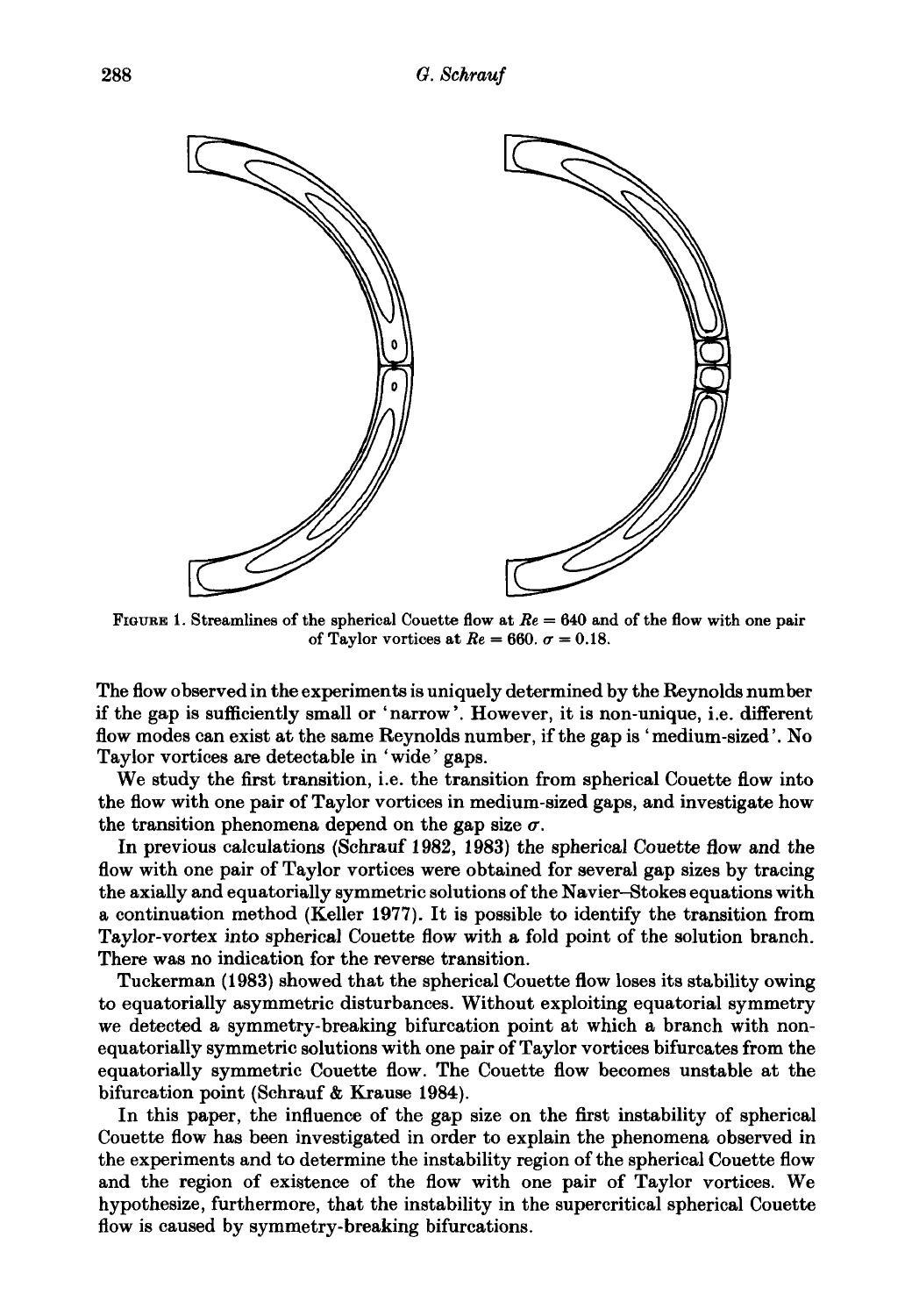FIGURE 1. Streamlines of the spherical Couette flow at $Re = 640$ and of the flow with one pair of Taylor vortices at $Re = 660$. $\sigma = 0.18$.

The flow observed in the experiments is uniquely determined by the Reynolds number if the gap is sufficiently small or 'narrow'. However, it is non-unique, i.e. different flow modes can exist at the same Reynolds number, if the gap is 'medium-sized'. No Taylor vortices are detectable in 'wide' gaps.

We study the first transition, i.e. the transition from spherical Couette flow into the flow with one pair of Taylor vortices in medium-sized gaps, and investigate how the transition phenomena depend on the gap size $\sigma$.

In previous calculations (Schrauf 1982, 1983) the spherical Couette flow and the flow with one pair of Taylor vortices were obtained for several gap sizes by tracing the axially and equatorially symmetric solutions of the Navier–Stokes equations with a continuation method (Keller 1977). It is possible to identify the transition from Taylor-vortex into spherical Couette flow with a fold point of the solution branch. There was no indication for the reverse transition.

Tuckerman (1983) showed that the spherical Couette flow loses its stability owing to equatorially asymmetric disturbances. Without exploiting equatorial symmetry we detected a symmetry-breaking bifurcation point at which a branch with non-equatorially symmetric solutions with one pair of Taylor vortices bifurcates from the equatorially symmetric Couette flow. The Couette flow becomes unstable at the bifurcation point (Schrauf & Krause 1984).

In this paper, the influence of the gap size on the first instability of spherical Couette flow has been investigated in order to explain the phenomena observed in the experiments and to determine the instability region of the spherical Couette flow and the region of existence of the flow with one pair of Taylor vortices. We hypothesize, furthermore, that the instability in the supercritical spherical Couette flow is caused by symmetry-breaking bifurcations.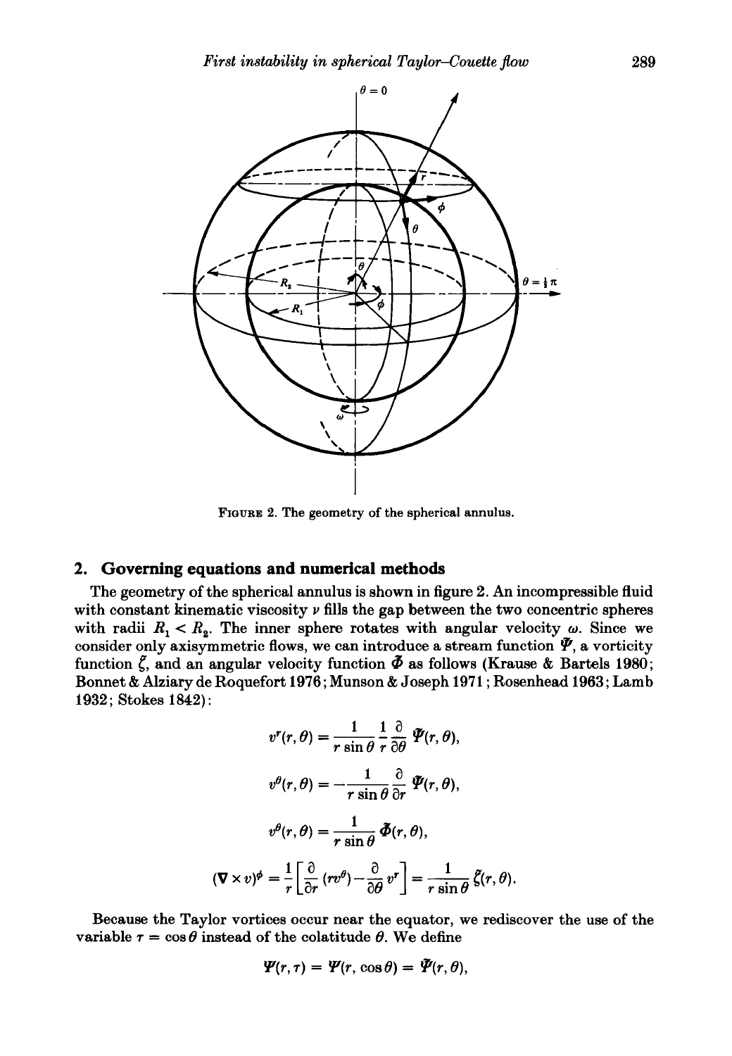FIGURE 2. The geometry of the spherical annulus.

## 2. Governing equations and numerical methods

The geometry of the spherical annulus is shown in figure 2. An incompressible fluid with constant kinematic viscosity $\nu$ fills the gap between the two concentric spheres with radii $R_1 < R_2$. The inner sphere rotates with angular velocity $\omega$. Since we consider only axisymmetric flows, we can introduce a stream function $\tilde{\Psi}$, a vorticity function $\tilde{\zeta}$, and an angular velocity function $\tilde{\Phi}$ as follows (Krause & Bartels 1980; Bonnet & Alziary de Roquefort 1976; Munson & Joseph 1971; Rosenhead 1963; Lamb 1932; Stokes 1842):

$$v^r(r,\theta) = \frac{1}{r\sin\theta}\frac{1}{r}\frac{\partial}{\partial\theta}\tilde{\Psi}(r,\theta),$$

$$v^\theta(r,\theta) = -\frac{1}{r\sin\theta}\frac{\partial}{\partial r}\tilde{\Psi}(r,\theta),$$

$$v^\phi(r,\theta) = \frac{1}{r\sin\theta}\tilde{\Phi}(r,\theta),$$

$$(\nabla\times v)^\phi = \frac{1}{r}\left[\frac{\partial}{\partial r}(rv^\theta) - \frac{\partial}{\partial\theta}v^r\right] = \frac{1}{r\sin\theta}\tilde{\zeta}(r,\theta).$$

Because the Taylor vortices occur near the equator, we rediscover the use of the variable $\tau = \cos\theta$ instead of the colatitude $\theta$. We define

$$\Psi(r,\tau) = \Psi(r,\cos\theta) = \tilde{\Psi}(r,\theta),$$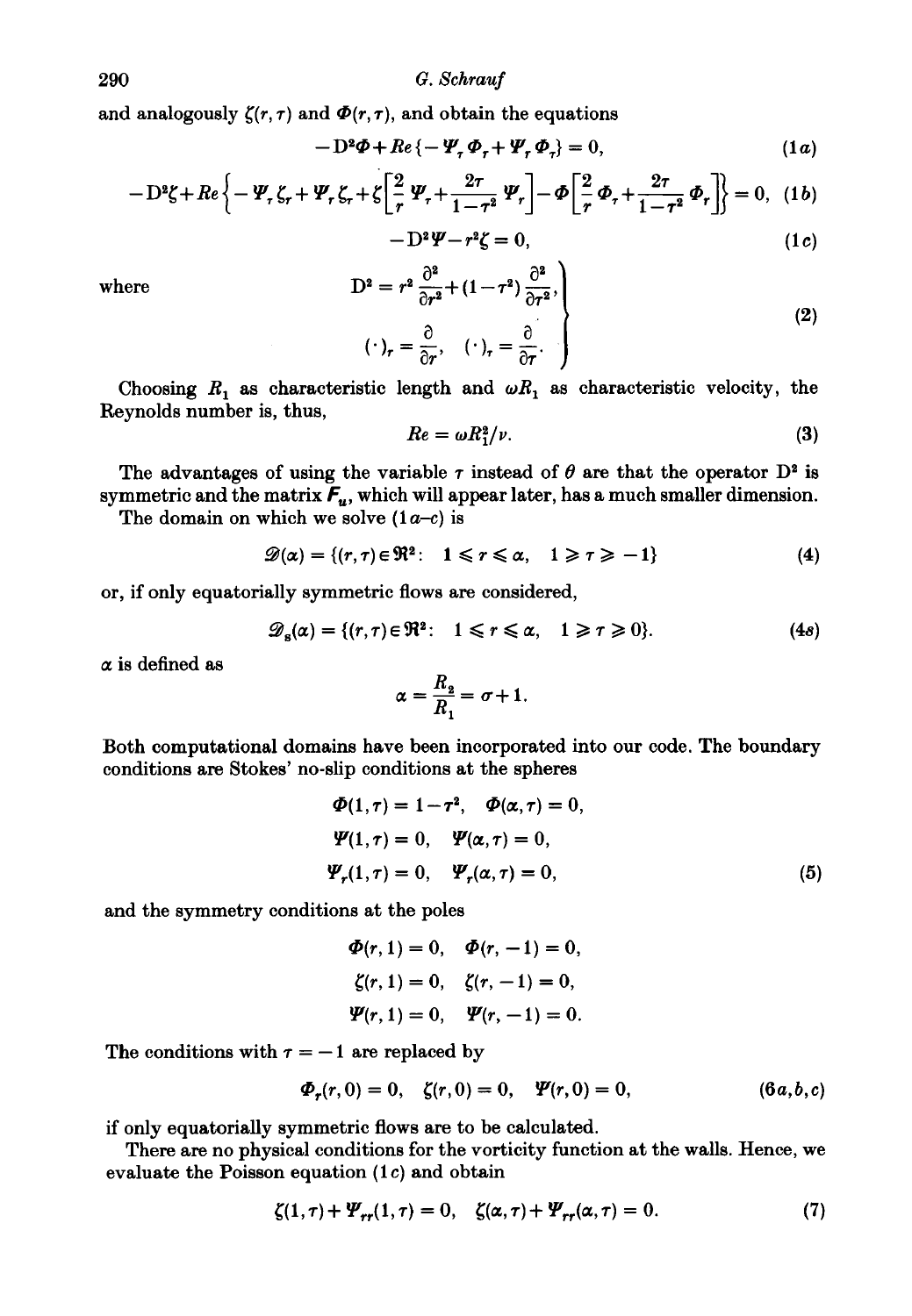and analogously $\zeta(r,\tau)$ and $\Phi(r,\tau)$, and obtain the equations

$$-\mathrm{D}^2\Phi + Re\{-\Psi_\tau\Phi_r + \Psi_r\Phi_\tau\} = 0, \tag{1a}$$

$$-\mathrm{D}^2\zeta + Re\left\{-\Psi_\tau\zeta_r + \Psi_r\zeta_\tau + \zeta\left[\frac{2}{r}\Psi_\tau + \frac{2\tau}{1-\tau^2}\Psi_r\right] - \Phi\left[\frac{2}{r}\Phi_\tau + \frac{2\tau}{1-\tau^2}\Phi_r\right]\right\} = 0, \tag{1b}$$

$$-\mathrm{D}^2\Psi - r^2\zeta = 0, \tag{1c}$$

where

$$\left.\begin{aligned} \mathrm{D}^2 &= r^2\frac{\partial^2}{\partial r^2} + (1-\tau^2)\frac{\partial^2}{\partial \tau^2}, \\ (\cdot)_r &= \frac{\partial}{\partial r}, \quad (\cdot)_\tau = \frac{\partial}{\partial \tau}. \end{aligned}\right\} \tag{2}$$

Choosing $R_1$ as characteristic length and $\omega R_1$ as characteristic velocity, the Reynolds number is, thus,

$$Re = \omega R_1^2/\nu. \tag{3}$$

The advantages of using the variable $\tau$ instead of $\theta$ are that the operator $\mathrm{D}^2$ is symmetric and the matrix $\boldsymbol{F}_u$, which will appear later, has a much smaller dimension.

The domain on which we solve (1*a–c*) is

$$\mathscr{D}(\alpha) = \{(r,\tau)\in\Re^2:\ 1 \leqslant r \leqslant \alpha,\ \ 1 \geqslant \tau \geqslant -1\} \tag{4}$$

or, if only equatorially symmetric flows are considered,

$$\mathscr{D}_s(\alpha) = \{(r,\tau)\in\Re^2:\ 1 \leqslant r \leqslant \alpha,\ \ 1 \geqslant \tau \geqslant 0\}. \tag{4s}$$

$\alpha$ is defined as

$$\alpha = \frac{R_2}{R_1} = \sigma + 1.$$

Both computational domains have been incorporated into our code. The boundary conditions are Stokes' no-slip conditions at the spheres

$$\begin{aligned} &\Phi(1,\tau) = 1-\tau^2, \quad \Phi(\alpha,\tau) = 0, \\ &\Psi(1,\tau) = 0, \quad \Psi(\alpha,\tau) = 0, \\ &\Psi_r(1,\tau) = 0, \quad \Psi_r(\alpha,\tau) = 0, \end{aligned} \tag{5}$$

and the symmetry conditions at the poles

$$\begin{aligned} &\Phi(r,1) = 0, \quad \Phi(r,-1) = 0, \\ &\zeta(r,1) = 0, \quad \zeta(r,-1) = 0, \\ &\Psi(r,1) = 0, \quad \Psi(r,-1) = 0. \end{aligned}$$

The conditions with $\tau = -1$ are replaced by

$$\Phi_\tau(r,0) = 0, \quad \zeta(r,0) = 0, \quad \Psi(r,0) = 0, \tag{6a,b,c}$$

if only equatorially symmetric flows are to be calculated.

There are no physical conditions for the vorticity function at the walls. Hence, we evaluate the Poisson equation (1*c*) and obtain

$$\zeta(1,\tau) + \Psi_{rr}(1,\tau) = 0, \quad \zeta(\alpha,\tau) + \Psi_{rr}(\alpha,\tau) = 0. \tag{7}$$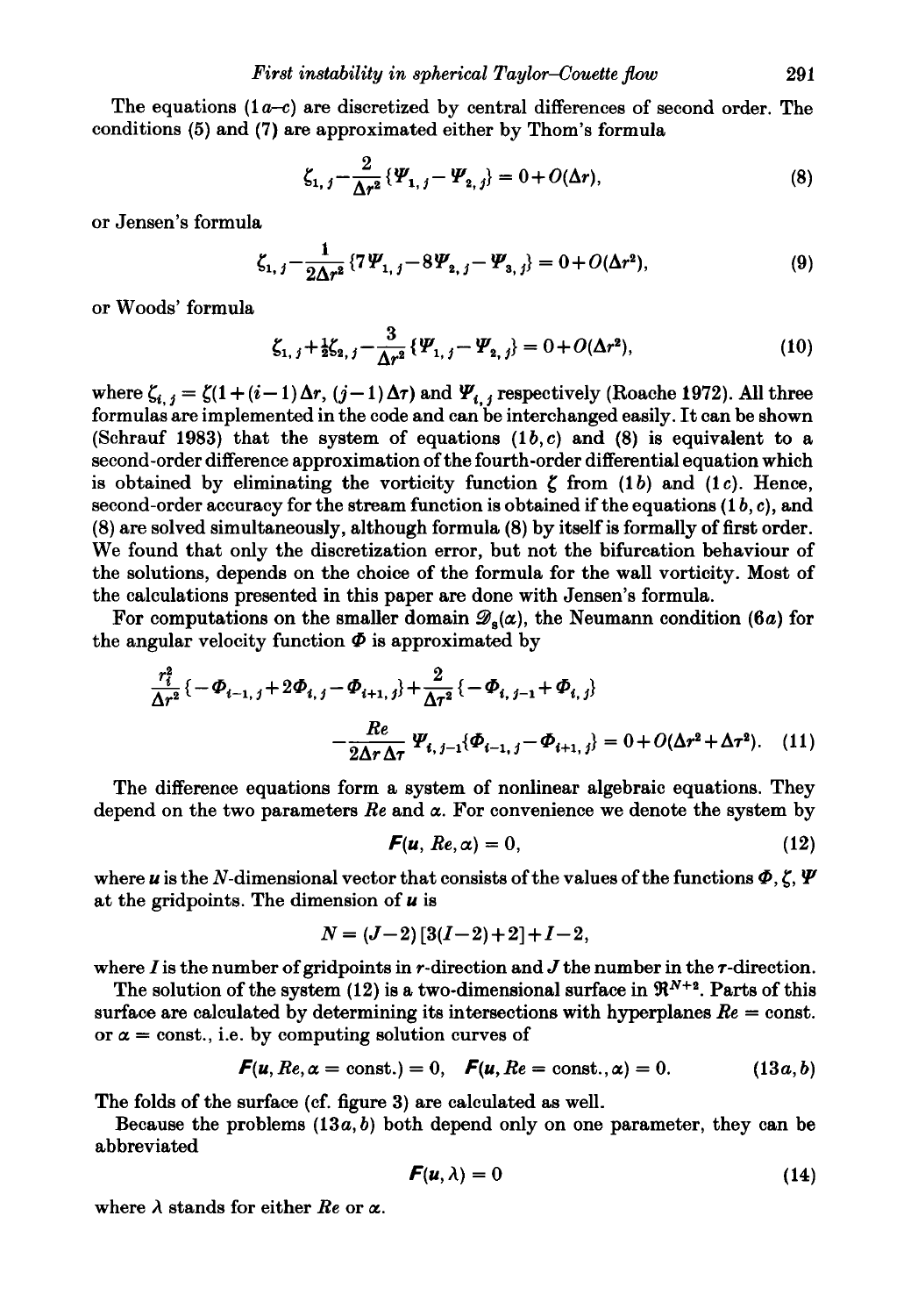The equations (1*a–c*) are discretized by central differences of second order. The conditions (5) and (7) are approximated either by Thom's formula

$$\zeta_{1,j} - \frac{2}{\Delta r^2}\{\Psi_{1,j} - \Psi_{2,j}\} = 0 + O(\Delta r), \tag{8}$$

or Jensen's formula

$$\zeta_{1,j} - \frac{1}{2\Delta r^2}\{7\Psi_{1,j} - 8\Psi_{2,j} - \Psi_{3,j}\} = 0 + O(\Delta r^2), \tag{9}$$

or Woods' formula

$$\zeta_{1,j} + \tfrac{1}{2}\zeta_{2,j} - \frac{3}{\Delta r^2}\{\Psi_{1,j} - \Psi_{2,j}\} = 0 + O(\Delta r^2), \tag{10}$$

where $\zeta_{i,j} = \zeta(1+(i-1)\Delta r, (j-1)\Delta\tau)$ and $\Psi_{i,j}$ respectively (Roache 1972). All three formulas are implemented in the code and can be interchanged easily. It can be shown (Schrauf 1983) that the system of equations (1*b, c*) and (8) is equivalent to a second-order difference approximation of the fourth-order differential equation which is obtained by eliminating the vorticity function $\zeta$ from (1*b*) and (1*c*). Hence, second-order accuracy for the stream function is obtained if the equations (1*b, c*), and (8) are solved simultaneously, although formula (8) by itself is formally of first order. We found that only the discretization error, but not the bifurcation behaviour of the solutions, depends on the choice of the formula for the wall vorticity. Most of the calculations presented in this paper are done with Jensen's formula.

For computations on the smaller domain $\mathscr{D}_s(\alpha)$, the Neumann condition (6*a*) for the angular velocity function $\Phi$ is approximated by

$$\frac{r_i^2}{\Delta r^2}\{-\Phi_{i-1,j} + 2\Phi_{i,j} - \Phi_{i+1,j}\} + \frac{2}{\Delta\tau^2}\{-\Phi_{i,j-1} + \Phi_{i,j}\} - \frac{Re}{2\Delta r\,\Delta\tau}\Psi_{i,j-1}\{\Phi_{i-1,j} - \Phi_{i+1,j}\} = 0 + O(\Delta r^2 + \Delta\tau^2). \tag{11}$$

The difference equations form a system of nonlinear algebraic equations. They depend on the two parameters $Re$ and $\alpha$. For convenience we denote the system by

$$\boldsymbol{F}(\boldsymbol{u}, Re, \alpha) = 0, \tag{12}$$

where $\boldsymbol{u}$ is the $N$-dimensional vector that consists of the values of the functions $\Phi, \zeta, \Psi$ at the gridpoints. The dimension of $\boldsymbol{u}$ is

$$N = (J-2)[3(I-2)+2] + I - 2,$$

where $I$ is the number of gridpoints in $r$-direction and $J$ the number in the $\tau$-direction.

The solution of the system (12) is a two-dimensional surface in $\mathfrak{R}^{N+2}$. Parts of this surface are calculated by determining its intersections with hyperplanes $Re = \text{const.}$ or $\alpha = \text{const.}$, i.e. by computing solution curves of

$$\boldsymbol{F}(\boldsymbol{u}, Re, \alpha = \text{const.}) = 0, \quad \boldsymbol{F}(\boldsymbol{u}, Re = \text{const.}, \alpha) = 0. \tag{13a, b}$$

The folds of the surface (cf. figure 3) are calculated as well.

Because the problems (13*a, b*) both depend only on one parameter, they can be abbreviated

$$\boldsymbol{F}(\boldsymbol{u}, \lambda) = 0 \tag{14}$$

where $\lambda$ stands for either $Re$ or $\alpha$.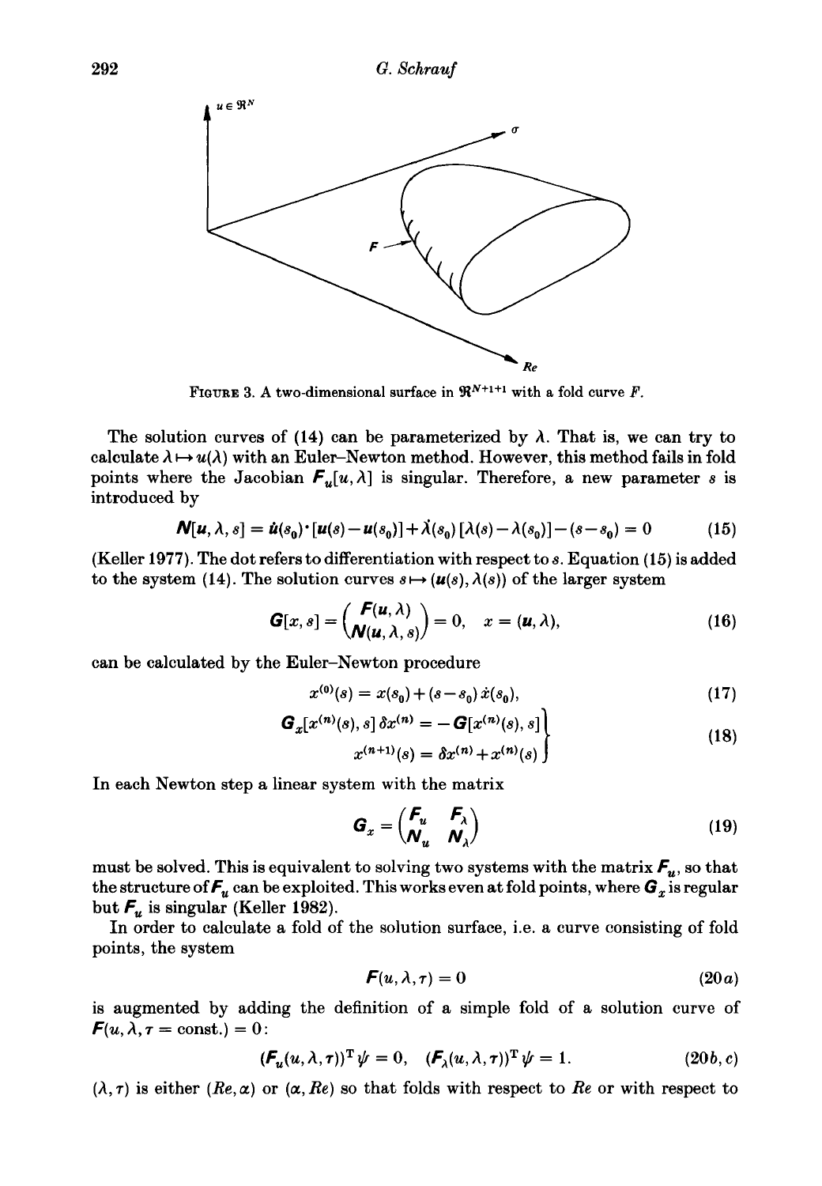FIGURE 3. A two-dimensional surface in $\Re^{N+1+1}$ with a fold curve $F$.

The solution curves of (14) can be parameterized by $\lambda$. That is, we can try to calculate $\lambda \mapsto u(\lambda)$ with an Euler–Newton method. However, this method fails in fold points where the Jacobian $\boldsymbol{F}_u[u, \lambda]$ is singular. Therefore, a new parameter $s$ is introduced by

$$\boldsymbol{N}[\boldsymbol{u}, \lambda, s] = \dot{\boldsymbol{u}}(s_0) \cdot [\boldsymbol{u}(s) - \boldsymbol{u}(s_0)] + \dot{\lambda}(s_0)\,[\lambda(s) - \lambda(s_0)] - (s - s_0) = 0 \tag{15}$$

(Keller 1977). The dot refers to differentiation with respect to $s$. Equation (15) is added to the system (14). The solution curves $s \mapsto (\boldsymbol{u}(s), \lambda(s))$ of the larger system

$$\boldsymbol{G}[x, s] = \begin{pmatrix} \boldsymbol{F}(\boldsymbol{u}, \lambda) \\ \boldsymbol{N}(\boldsymbol{u}, \lambda, s) \end{pmatrix} = 0, \quad x = (\boldsymbol{u}, \lambda), \tag{16}$$

can be calculated by the Euler–Newton procedure

$$x^{(0)}(s) = x(s_0) + (s - s_0)\,\dot{x}(s_0), \tag{17}$$

$$\left.\begin{aligned} \boldsymbol{G}_x[x^{(n)}(s), s]\,\delta x^{(n)} &= -\boldsymbol{G}[x^{(n)}(s), s] \\ x^{(n+1)}(s) &= \delta x^{(n)} + x^{(n)}(s) \end{aligned}\right\} \tag{18}$$

In each Newton step a linear system with the matrix

$$\boldsymbol{G}_x = \begin{pmatrix} \boldsymbol{F}_u & \boldsymbol{F}_\lambda \\ \boldsymbol{N}_u & \boldsymbol{N}_\lambda \end{pmatrix} \tag{19}$$

must be solved. This is equivalent to solving two systems with the matrix $\boldsymbol{F}_u$, so that the structure of $\boldsymbol{F}_u$ can be exploited. This works even at fold points, where $\boldsymbol{G}_x$ is regular but $\boldsymbol{F}_u$ is singular (Keller 1982).

In order to calculate a fold of the solution surface, i.e. a curve consisting of fold points, the system

$$\boldsymbol{F}(u, \lambda, \tau) = 0 \tag{20a}$$

is augmented by adding the definition of a simple fold of a solution curve of $\boldsymbol{F}(u, \lambda, \tau = \text{const.}) = 0$:

$$(\boldsymbol{F}_u(u, \lambda, \tau))^{\mathrm{T}} \psi = 0, \quad (\boldsymbol{F}_\lambda(u, \lambda, \tau))^{\mathrm{T}} \psi = 1. \tag{20b, c}$$

$(\lambda, \tau)$ is either $(Re, \alpha)$ or $(\alpha, Re)$ so that folds with respect to $Re$ or with respect to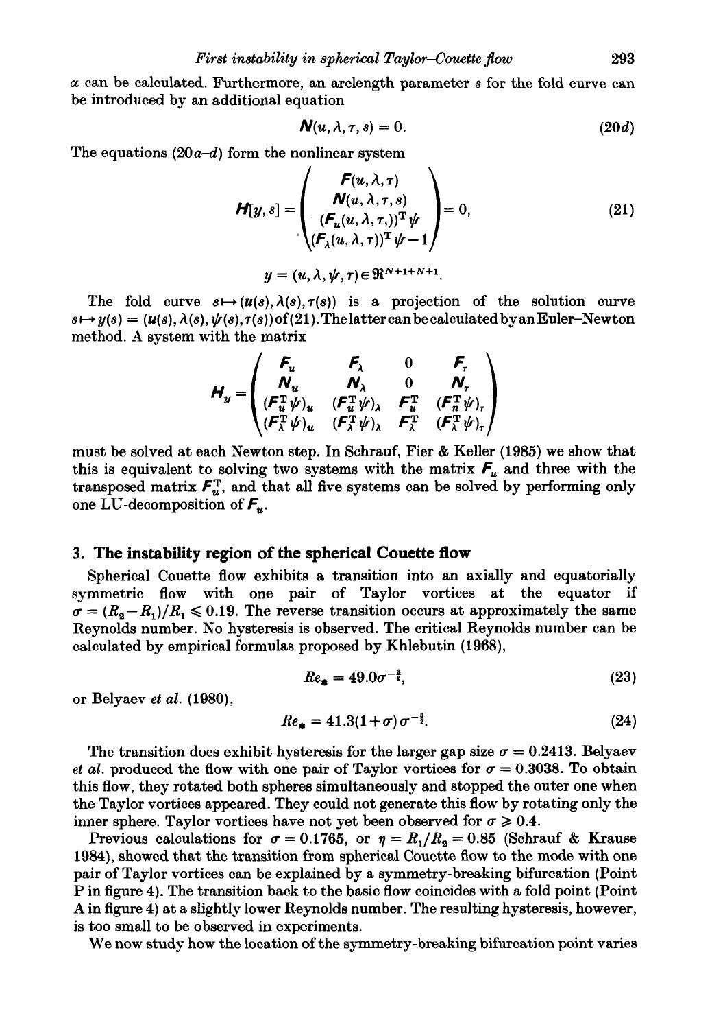$\alpha$ can be calculated. Furthermore, an arclength parameter $s$ for the fold curve can be introduced by an additional equation

$$\boldsymbol{N}(u, \lambda, \tau, s) = 0. \tag{20d}$$

The equations (20 $a$–$d$) form the nonlinear system

$$\boldsymbol{H}[y, s] = \begin{pmatrix} \boldsymbol{F}(u, \lambda, \tau) \\ \boldsymbol{N}(u, \lambda, \tau, s) \\ (\boldsymbol{F}_u(u, \lambda, \tau,))^{\mathrm{T}} \psi \\ (\boldsymbol{F}_\lambda(u, \lambda, \tau))^{\mathrm{T}} \psi - 1 \end{pmatrix} = 0, \tag{21}$$

$$y = (u, \lambda, \psi, \tau) \in \Re^{N+1+N+1}.$$

The fold curve $s \mapsto (\boldsymbol{u}(s), \lambda(s), \tau(s))$ is a projection of the solution curve $s \mapsto y(s) = (\boldsymbol{u}(s), \lambda(s), \psi(s), \tau(s))$ of (21). The latter can be calculated by an Euler–Newton method. A system with the matrix

$$\boldsymbol{H}_y = \begin{pmatrix} \boldsymbol{F}_u & \boldsymbol{F}_\lambda & 0 & \boldsymbol{F}_\tau \\ \boldsymbol{N}_u & \boldsymbol{N}_\lambda & 0 & \boldsymbol{N}_\tau \\ (\boldsymbol{F}_u^{\mathrm{T}} \psi)_u & (\boldsymbol{F}_u^{\mathrm{T}} \psi)_\lambda & \boldsymbol{F}_u^{\mathrm{T}} & (\boldsymbol{F}_n^{\mathrm{T}} \psi)_\tau \\ (\boldsymbol{F}_\lambda^{\mathrm{T}} \psi)_u & (\boldsymbol{F}_\lambda^{\mathrm{T}} \psi)_\lambda & \boldsymbol{F}_\lambda^{\mathrm{T}} & (\boldsymbol{F}_\lambda^{\mathrm{T}} \psi)_\tau \end{pmatrix}$$

must be solved at each Newton step. In Schrauf, Fier & Keller (1985) we show that this is equivalent to solving two systems with the matrix $\boldsymbol{F}_u$ and three with the transposed matrix $\boldsymbol{F}_u^{\mathrm{T}}$, and that all five systems can be solved by performing only one LU-decomposition of $\boldsymbol{F}_u$.

## 3. The instability region of the spherical Couette flow

Spherical Couette flow exhibits a transition into an axially and equatorially symmetric flow with one pair of Taylor vortices at the equator if $\sigma = (R_2 - R_1)/R_1 \leqslant 0.19$. The reverse transition occurs at approximately the same Reynolds number. No hysteresis is observed. The critical Reynolds number can be calculated by empirical formulas proposed by Khlebutin (1968),

$$Re_* = 49.0\sigma^{-\frac{3}{4}}, \tag{23}$$

or Belyaev *et al.* (1980),

$$Re_* = 41.3(1+\sigma)\sigma^{-\frac{3}{2}}. \tag{24}$$

The transition does exhibit hysteresis for the larger gap size $\sigma = 0.2413$. Belyaev *et al.* produced the flow with one pair of Taylor vortices for $\sigma = 0.3038$. To obtain this flow, they rotated both spheres simultaneously and stopped the outer one when the Taylor vortices appeared. They could not generate this flow by rotating only the inner sphere. Taylor vortices have not yet been observed for $\sigma \geqslant 0.4$.

Previous calculations for $\sigma = 0.1765$, or $\eta = R_1/R_2 = 0.85$ (Schrauf & Krause 1984), showed that the transition from spherical Couette flow to the mode with one pair of Taylor vortices can be explained by a symmetry-breaking bifurcation (Point P in figure 4). The transition back to the basic flow coincides with a fold point (Point A in figure 4) at a slightly lower Reynolds number. The resulting hysteresis, however, is too small to be observed in experiments.

We now study how the location of the symmetry-breaking bifurcation point varies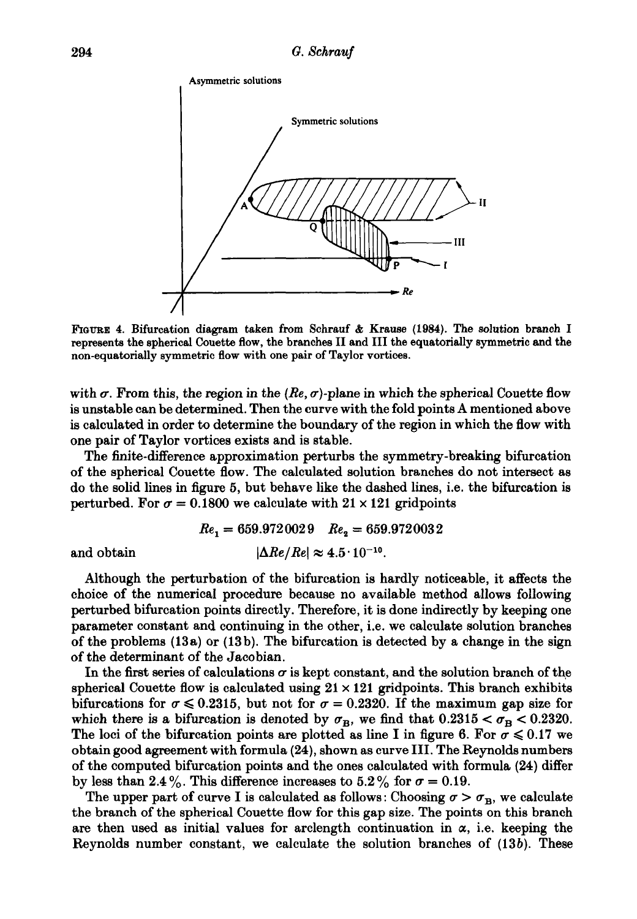FIGURE 4. Bifurcation diagram taken from Schrauf & Krause (1984). The solution branch I represents the spherical Couette flow, the branches II and III the equatorially symmetric and the non-equatorially symmetric flow with one pair of Taylor vortices.

with $\sigma$. From this, the region in the $(Re, \sigma)$-plane in which the spherical Couette flow is unstable can be determined. Then the curve with the fold points A mentioned above is calculated in order to determine the boundary of the region in which the flow with one pair of Taylor vortices exists and is stable.

The finite-difference approximation perturbs the symmetry-breaking bifurcation of the spherical Couette flow. The calculated solution branches do not intersect as do the solid lines in figure 5, but behave like the dashed lines, i.e. the bifurcation is perturbed. For $\sigma = 0.1800$ we calculate with $21 \times 121$ gridpoints

$$Re_1 = 659.9720029 \quad Re_2 = 659.9720032$$

and obtain

$$|\Delta Re/Re| \approx 4.5 \cdot 10^{-10}.$$

Although the perturbation of the bifurcation is hardly noticeable, it affects the choice of the numerical procedure because no available method allows following perturbed bifurcation points directly. Therefore, it is done indirectly by keeping one parameter constant and continuing in the other, i.e. we calculate solution branches of the problems (13a) or (13b). The bifurcation is detected by a change in the sign of the determinant of the Jacobian.

In the first series of calculations $\sigma$ is kept constant, and the solution branch of the spherical Couette flow is calculated using $21 \times 121$ gridpoints. This branch exhibits bifurcations for $\sigma \leqslant 0.2315$, but not for $\sigma = 0.2320$. If the maximum gap size for which there is a bifurcation is denoted by $\sigma_B$, we find that $0.2315 < \sigma_B < 0.2320$. The loci of the bifurcation points are plotted as line I in figure 6. For $\sigma \leqslant 0.17$ we obtain good agreement with formula (24), shown as curve III. The Reynolds numbers of the computed bifurcation points and the ones calculated with formula (24) differ by less than 2.4 %. This difference increases to 5.2 % for $\sigma = 0.19$.

The upper part of curve I is calculated as follows: Choosing $\sigma > \sigma_B$, we calculate the branch of the spherical Couette flow for this gap size. The points on this branch are then used as initial values for arclength continuation in $\alpha$, i.e. keeping the Reynolds number constant, we calculate the solution branches of (13b). These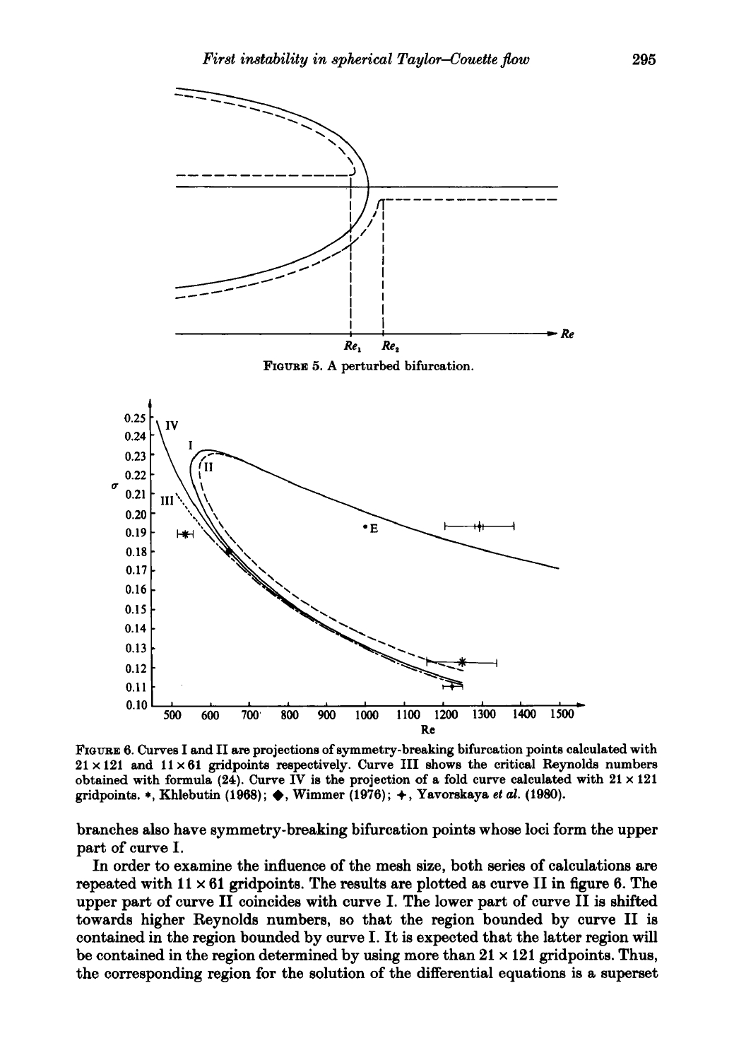FIGURE 5. A perturbed bifurcation.

FIGURE 6. Curves I and II are projections of symmetry-breaking bifurcation points calculated with $21 \times 121$ and $11 \times 61$ gridpoints respectively. Curve III shows the critical Reynolds numbers obtained with formula (24). Curve IV is the projection of a fold curve calculated with $21 \times 121$ gridpoints. \*, Khlebutin (1968); ◆, Wimmer (1976); ✦, Yavorskaya *et al.* (1980).

branches also have symmetry-breaking bifurcation points whose loci form the upper part of curve I.

In order to examine the influence of the mesh size, both series of calculations are repeated with $11 \times 61$ gridpoints. The results are plotted as curve II in figure 6. The upper part of curve II coincides with curve I. The lower part of curve II is shifted towards higher Reynolds numbers, so that the region bounded by curve II is contained in the region bounded by curve I. It is expected that the latter region will be contained in the region determined by using more than $21 \times 121$ gridpoints. Thus, the corresponding region for the solution of the differential equations is a superset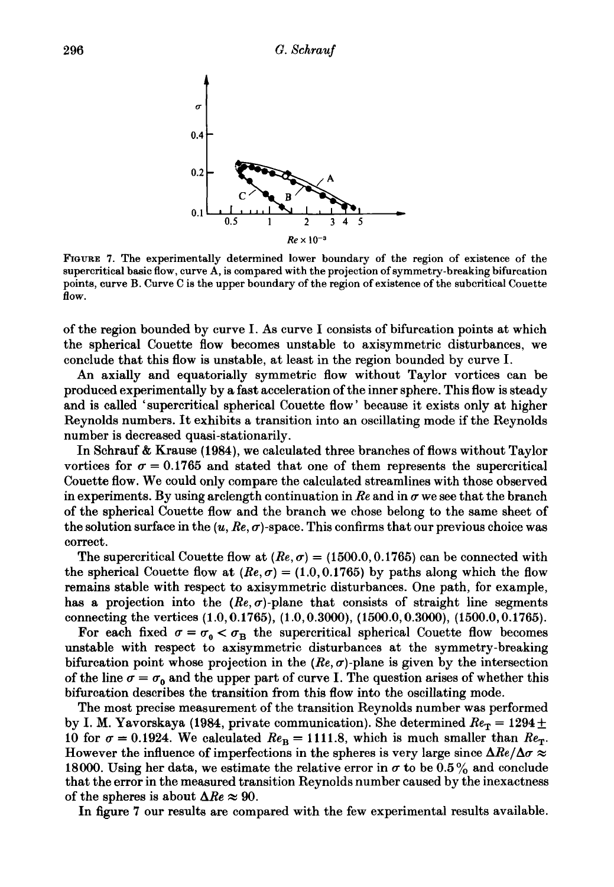FIGURE 7. The experimentally determined lower boundary of the region of existence of the supercritical basic flow, curve A, is compared with the projection of symmetry-breaking bifurcation points, curve B. Curve C is the upper boundary of the region of existence of the subcritical Couette flow.

of the region bounded by curve I. As curve I consists of bifurcation points at which the spherical Couette flow becomes unstable to axisymmetric disturbances, we conclude that this flow is unstable, at least in the region bounded by curve I.

An axially and equatorially symmetric flow without Taylor vortices can be produced experimentally by a fast acceleration of the inner sphere. This flow is steady and is called 'supercritical spherical Couette flow' because it exists only at higher Reynolds numbers. It exhibits a transition into an oscillating mode if the Reynolds number is decreased quasi-stationarily.

In Schrauf & Krause (1984), we calculated three branches of flows without Taylor vortices for $\sigma = 0.1765$ and stated that one of them represents the supercritical Couette flow. We could only compare the calculated streamlines with those observed in experiments. By using arclength continuation in $Re$ and in $\sigma$ we see that the branch of the spherical Couette flow and the branch we chose belong to the same sheet of the solution surface in the $(u, Re, \sigma)$-space. This confirms that our previous choice was correct.

The supercritical Couette flow at $(Re, \sigma) = (1500.0, 0.1765)$ can be connected with the spherical Couette flow at $(Re, \sigma) = (1.0, 0.1765)$ by paths along which the flow remains stable with respect to axisymmetric disturbances. One path, for example, has a projection into the $(Re, \sigma)$-plane that consists of straight line segments connecting the vertices $(1.0, 0.1765)$, $(1.0, 0.3000)$, $(1500.0, 0.3000)$, $(1500.0, 0.1765)$.

For each fixed $\sigma = \sigma_0 < \sigma_B$ the supercritical spherical Couette flow becomes unstable with respect to axisymmetric disturbances at the symmetry-breaking bifurcation point whose projection in the $(Re, \sigma)$-plane is given by the intersection of the line $\sigma = \sigma_0$ and the upper part of curve I. The question arises of whether this bifurcation describes the transition from this flow into the oscillating mode.

The most precise measurement of the transition Reynolds number was performed by I. M. Yavorskaya (1984, private communication). She determined $Re_T = 1294 \pm 10$ for $\sigma = 0.1924$. We calculated $Re_B = 1111.8$, which is much smaller than $Re_T$. However the influence of imperfections in the spheres is very large since $\Delta Re/\Delta\sigma \approx 18000$. Using her data, we estimate the relative error in $\sigma$ to be $0.5\,\%$ and conclude that the error in the measured transition Reynolds number caused by the inexactness of the spheres is about $\Delta Re \approx 90$.

In figure 7 our results are compared with the few experimental results available.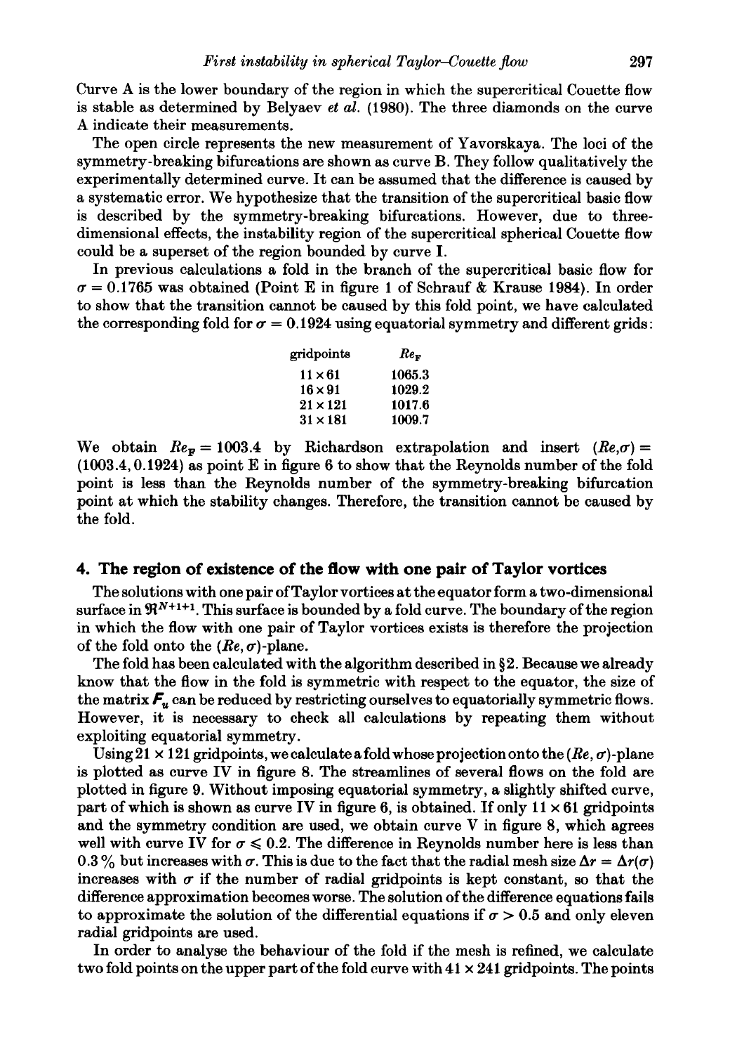Curve A is the lower boundary of the region in which the supercritical Couette flow is stable as determined by Belyaev *et al.* (1980). The three diamonds on the curve A indicate their measurements.

The open circle represents the new measurement of Yavorskaya. The loci of the symmetry-breaking bifurcations are shown as curve B. They follow qualitatively the experimentally determined curve. It can be assumed that the difference is caused by a systematic error. We hypothesize that the transition of the supercritical basic flow is described by the symmetry-breaking bifurcations. However, due to three-dimensional effects, the instability region of the supercritical spherical Couette flow could be a superset of the region bounded by curve I.

In previous calculations a fold in the branch of the supercritical basic flow for $\sigma = 0.1765$ was obtained (Point E in figure 1 of Schrauf & Krause 1984). In order to show that the transition cannot be caused by this fold point, we have calculated the corresponding fold for $\sigma = 0.1924$ using equatorial symmetry and different grids:

| gridpoints | $Re_F$ |
|---|---|
| $11 \times 61$ | 1065.3 |
| $16 \times 91$ | 1029.2 |
| $21 \times 121$ | 1017.6 |
| $31 \times 181$ | 1009.7 |

We obtain $Re_F = 1003.4$ by Richardson extrapolation and insert $(Re, \sigma) = (1003.4, 0.1924)$ as point E in figure 6 to show that the Reynolds number of the fold point is less than the Reynolds number of the symmetry-breaking bifurcation point at which the stability changes. Therefore, the transition cannot be caused by the fold.

## 4. The region of existence of the flow with one pair of Taylor vortices

The solutions with one pair of Taylor vortices at the equator form a two-dimensional surface in $\Re^{N+1+1}$. This surface is bounded by a fold curve. The boundary of the region in which the flow with one pair of Taylor vortices exists is therefore the projection of the fold onto the $(Re, \sigma)$-plane.

The fold has been calculated with the algorithm described in §2. Because we already know that the flow in the fold is symmetric with respect to the equator, the size of the matrix $\boldsymbol{F}_u$ can be reduced by restricting ourselves to equatorially symmetric flows. However, it is necessary to check all calculations by repeating them without exploiting equatorial symmetry.

Using $21 \times 121$ gridpoints, we calculate a fold whose projection onto the $(Re, \sigma)$-plane is plotted as curve IV in figure 8. The streamlines of several flows on the fold are plotted in figure 9. Without imposing equatorial symmetry, a slightly shifted curve, part of which is shown as curve IV in figure 6, is obtained. If only $11 \times 61$ gridpoints and the symmetry condition are used, we obtain curve V in figure 8, which agrees well with curve IV for $\sigma \leqslant 0.2$. The difference in Reynolds number here is less than 0.3% but increases with $\sigma$. This is due to the fact that the radial mesh size $\Delta r = \Delta r(\sigma)$ increases with $\sigma$ if the number of radial gridpoints is kept constant, so that the difference approximation becomes worse. The solution of the difference equations fails to approximate the solution of the differential equations if $\sigma > 0.5$ and only eleven radial gridpoints are used.

In order to analyse the behaviour of the fold if the mesh is refined, we calculate two fold points on the upper part of the fold curve with $41 \times 241$ gridpoints. The points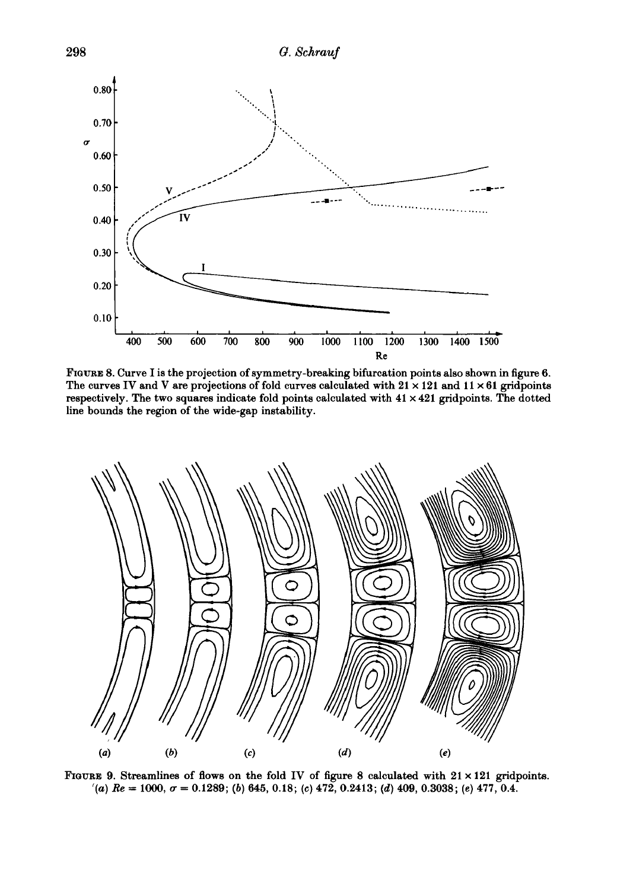FIGURE 8. Curve I is the projection of symmetry-breaking bifurcation points also shown in figure 6. The curves IV and V are projections of fold curves calculated with $21 \times 121$ and $11 \times 61$ gridpoints respectively. The two squares indicate fold points calculated with $41 \times 421$ gridpoints. The dotted line bounds the region of the wide-gap instability.

FIGURE 9. Streamlines of flows on the fold IV of figure 8 calculated with $21 \times 121$ gridpoints. (*a*) $Re = 1000$, $\sigma = 0.1289$; (*b*) 645, 0.18; (*c*) 472, 0.2413; (*d*) 409, 0.3038; (*e*) 477, 0.4.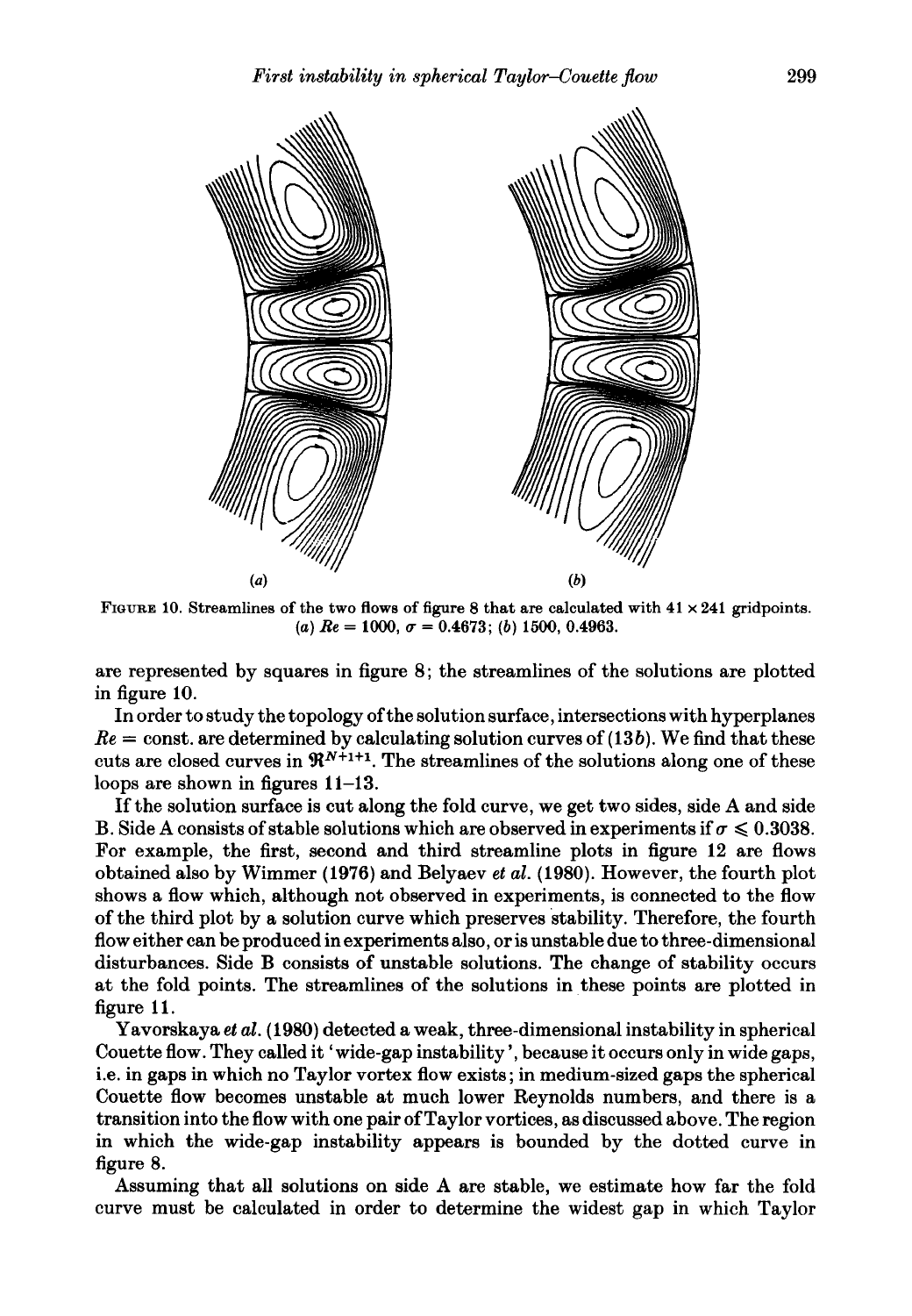FIGURE 10. Streamlines of the two flows of figure 8 that are calculated with $41 \times 241$ gridpoints. (*a*) $Re = 1000$, $\sigma = 0.4673$; (*b*) 1500, 0.4963.

are represented by squares in figure 8; the streamlines of the solutions are plotted in figure 10.

In order to study the topology of the solution surface, intersections with hyperplanes $Re = \text{const.}$ are determined by calculating solution curves of (13*b*). We find that these cuts are closed curves in $\mathfrak{R}^{N+1+1}$. The streamlines of the solutions along one of these loops are shown in figures 11–13.

If the solution surface is cut along the fold curve, we get two sides, side A and side B. Side A consists of stable solutions which are observed in experiments if $\sigma \leqslant 0.3038$. For example, the first, second and third streamline plots in figure 12 are flows obtained also by Wimmer (1976) and Belyaev *et al.* (1980). However, the fourth plot shows a flow which, although not observed in experiments, is connected to the flow of the third plot by a solution curve which preserves stability. Therefore, the fourth flow either can be produced in experiments also, or is unstable due to three-dimensional disturbances. Side B consists of unstable solutions. The change of stability occurs at the fold points. The streamlines of the solutions in these points are plotted in figure 11.

Yavorskaya *et al.* (1980) detected a weak, three-dimensional instability in spherical Couette flow. They called it 'wide-gap instability', because it occurs only in wide gaps, i.e. in gaps in which no Taylor vortex flow exists; in medium-sized gaps the spherical Couette flow becomes unstable at much lower Reynolds numbers, and there is a transition into the flow with one pair of Taylor vortices, as discussed above. The region in which the wide-gap instability appears is bounded by the dotted curve in figure 8.

Assuming that all solutions on side A are stable, we estimate how far the fold curve must be calculated in order to determine the widest gap in which Taylor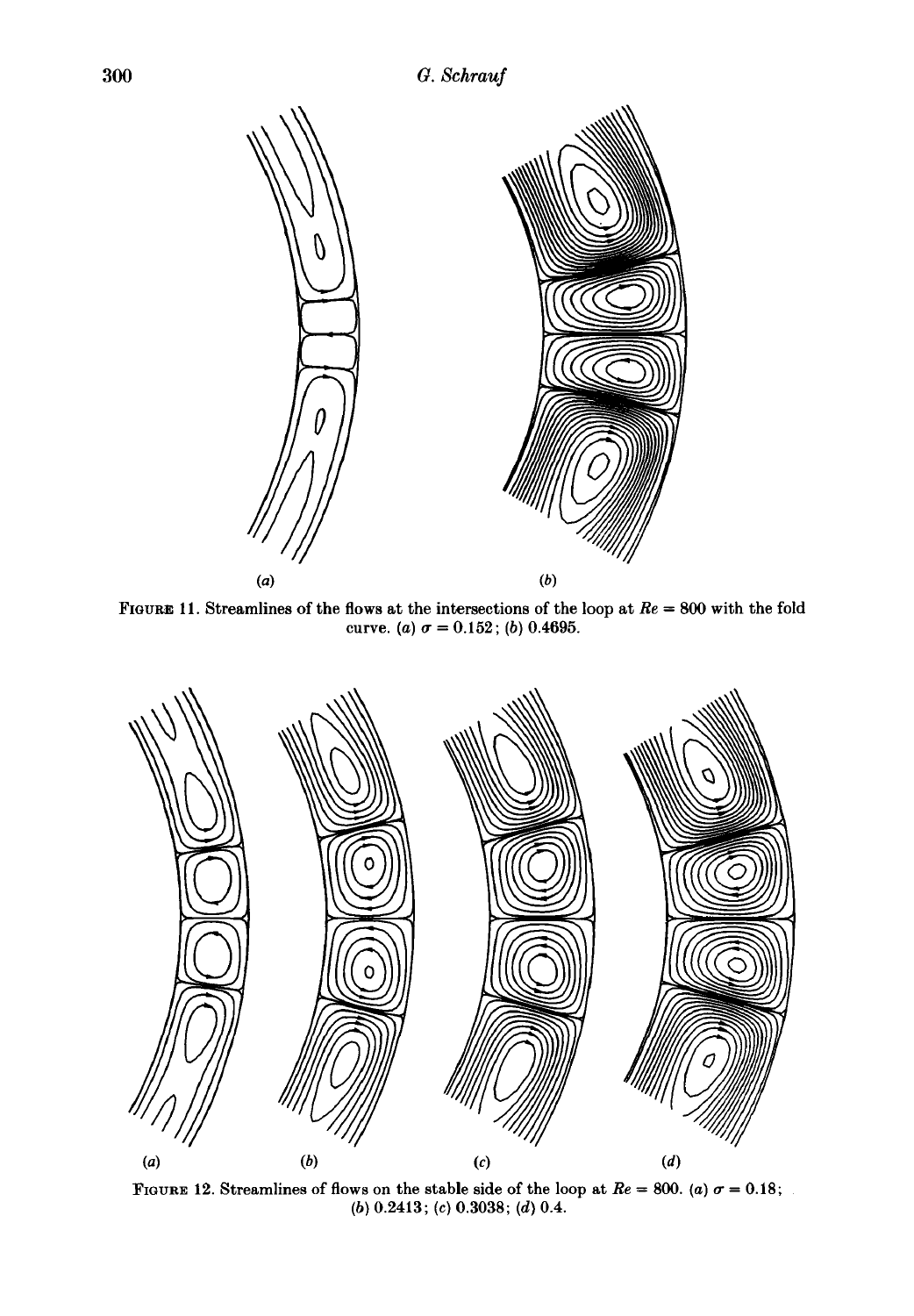(a)

(b)

FIGURE 11. Streamlines of the flows at the intersections of the loop at $Re = 800$ with the fold curve. (a) $\sigma = 0.152$; (b) 0.4695.

(a) (b) (c) (d)

FIGURE 12. Streamlines of flows on the stable side of the loop at $Re = 800$. (a) $\sigma = 0.18$; (b) 0.2413; (c) 0.3038; (d) 0.4.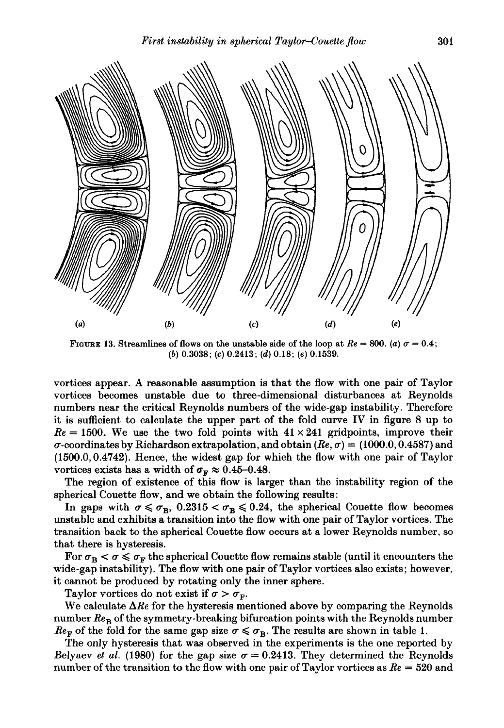FIGURE 13. Streamlines of flows on the unstable side of the loop at $Re = 800$. (*a*) $\sigma = 0.4$; (*b*) 0.3038; (*c*) 0.2413; (*d*) 0.18; (*e*) 0.1539.

vortices appear. A reasonable assumption is that the flow with one pair of Taylor vortices becomes unstable due to three-dimensional disturbances at Reynolds numbers near the critical Reynolds numbers of the wide-gap instability. Therefore it is sufficient to calculate the upper part of the fold curve IV in figure 8 up to $Re = 1500$. We use the two fold points with $41 \times 241$ gridpoints, improve their $\sigma$-coordinates by Richardson extrapolation, and obtain $(Re, \sigma) = (1000.0, 0.4587)$ and $(1500.0, 0.4742)$. Hence, the widest gap for which the flow with one pair of Taylor vortices exists has a width of $\sigma_F \approx 0.45$–$0.48$.

The region of existence of this flow is larger than the instability region of the spherical Couette flow, and we obtain the following results:

In gaps with $\sigma \leqslant \sigma_B$, $0.2315 < \sigma_B \leqslant 0.24$, the spherical Couette flow becomes unstable and exhibits a transition into the flow with one pair of Taylor vortices. The transition back to the spherical Couette flow occurs at a lower Reynolds number, so that there is hysteresis.

For $\sigma_B < \sigma \leqslant \sigma_F$ the spherical Couette flow remains stable (until it encounters the wide-gap instability). The flow with one pair of Taylor vortices also exists; however, it cannot be produced by rotating only the inner sphere.

Taylor vortices do not exist if $\sigma > \sigma_F$.

We calculate $\Delta Re$ for the hysteresis mentioned above by comparing the Reynolds number $Re_B$ of the symmetry-breaking bifurcation points with the Reynolds number $Re_F$ of the fold for the same gap size $\sigma \leqslant \sigma_B$. The results are shown in table 1.

The only hysteresis that was observed in the experiments is the one reported by Belyaev *et al.* (1980) for the gap size $\sigma = 0.2413$. They determined the Reynolds number of the transition to the flow with one pair of Taylor vortices as $Re = 520$ and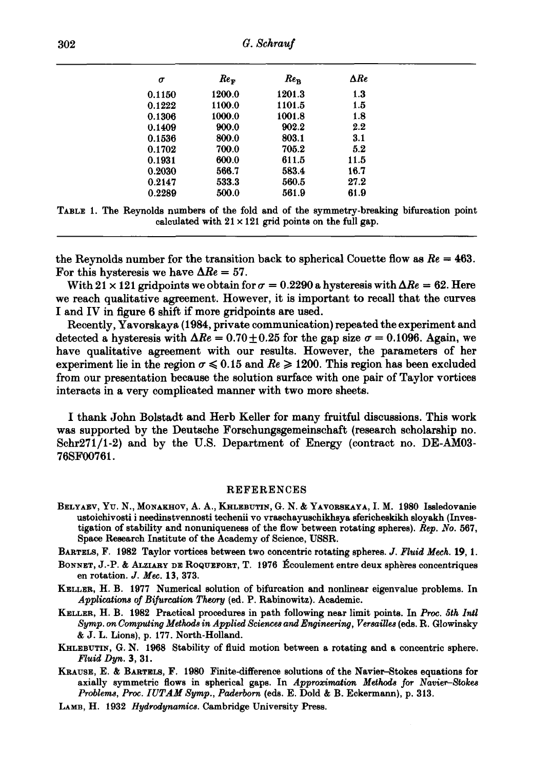| $\sigma$ | $Re_F$ | $Re_B$ | $\Delta Re$ |
|---|---|---|---|
| 0.1150 | 1200.0 | 1201.3 | 1.3 |
| 0.1222 | 1100.0 | 1101.5 | 1.5 |
| 0.1306 | 1000.0 | 1001.8 | 1.8 |
| 0.1409 | 900.0 | 902.2 | 2.2 |
| 0.1536 | 800.0 | 803.1 | 3.1 |
| 0.1702 | 700.0 | 705.2 | 5.2 |
| 0.1931 | 600.0 | 611.5 | 11.5 |
| 0.2030 | 566.7 | 583.4 | 16.7 |
| 0.2147 | 533.3 | 560.5 | 27.2 |
| 0.2289 | 500.0 | 561.9 | 61.9 |

TABLE 1. The Reynolds numbers of the fold and of the symmetry-breaking bifurcation point calculated with $21 \times 121$ grid points on the full gap.

the Reynolds number for the transition back to spherical Couette flow as $Re = 463$. For this hysteresis we have $\Delta Re = 57$.

With $21 \times 121$ gridpoints we obtain for $\sigma = 0.2290$ a hysteresis with $\Delta Re = 62$. Here we reach qualitative agreement. However, it is important to recall that the curves I and IV in figure 6 shift if more gridpoints are used.

Recently, Yavorskaya (1984, private communication) repeated the experiment and detected a hysteresis with $\Delta Re = 0.70 \pm 0.25$ for the gap size $\sigma = 0.1096$. Again, we have qualitative agreement with our results. However, the parameters of her experiment lie in the region $\sigma \leqslant 0.15$ and $Re \geqslant 1200$. This region has been excluded from our presentation because the solution surface with one pair of Taylor vortices interacts in a very complicated manner with two more sheets.

I thank John Bolstadt and Herb Keller for many fruitful discussions. This work was supported by the Deutsche Forschungsgemeinschaft (research scholarship no. Schr271/1-2) and by the U.S. Department of Energy (contract no. DE-AM03-76SF00761.

## REFERENCES

BELYAEV, YU. N., MONAKHOV, A. A., KHLEBUTIN, G. N. & YAVORSKAYA, I. M. 1980 Issledovanie ustoichivosti i needinstvennosti techenii vo vraschayuschikhsya sfericheskikh sloyakh (Investigation of stability and nonuniqueness of the flow between rotating spheres). *Rep. No.* 567, Space Research Institute of the Academy of Science, USSR.

BARTELS, F. 1982 Taylor vortices between two concentric rotating spheres. *J. Fluid Mech.* **19**, 1.

BONNET, J.-P. & ALZIARY DE ROQUEFORT, T. 1976 Écoulement entre deux sphères concentriques en rotation. *J. Méc.* **13**, 373.

KELLER, H. B. 1977 Numerical solution of bifurcation and nonlinear eigenvalue problems. In *Applications of Bifurcation Theory* (ed. P. Rabinowitz). Academic.

KELLER, H. B. 1982 Practical procedures in path following near limit points. In *Proc. 5th Intl Symp. on Computing Methods in Applied Sciences and Engineering, Versailles* (eds. R. Glowinsky & J. L. Lions), p. 177. North-Holland.

KHLEBUTIN, G. N. 1968 Stability of fluid motion between a rotating and a concentric sphere. *Fluid Dyn.* **3**, 31.

KRAUSE, E. & BARTELS, F. 1980 Finite-difference solutions of the Navier–Stokes equations for axially symmetric flows in spherical gaps. In *Approximation Methods for Navier–Stokes Problems, Proc. IUTAM Symp., Paderborn* (eds. E. Dold & B. Eckermann), p. 313.

LAMB, H. 1932 *Hydrodynamics*. Cambridge University Press.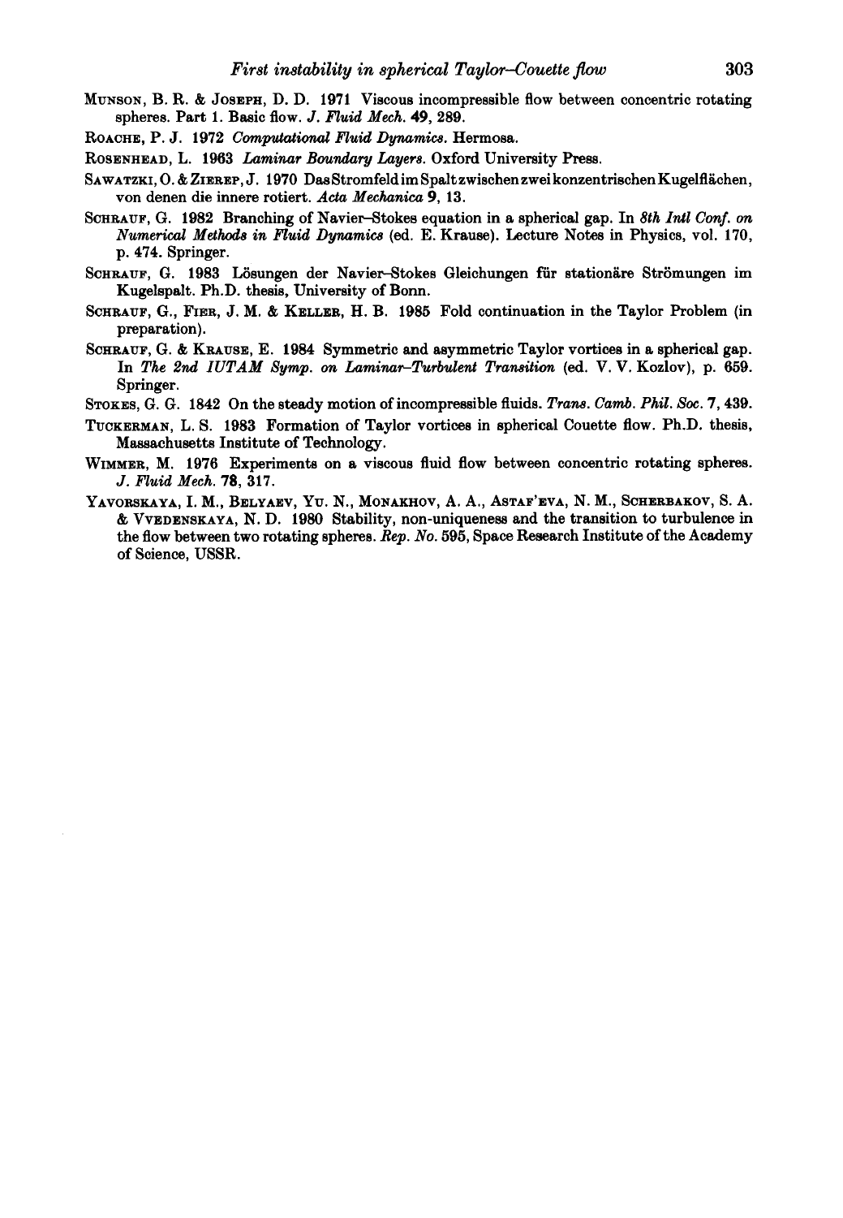MUNSON, B. R. & JOSEPH, D. D. 1971 Viscous incompressible flow between concentric rotating spheres. Part 1. Basic flow. *J. Fluid Mech.* **49**, 289.

ROACHE, P. J. 1972 *Computational Fluid Dynamics*. Hermosa.

ROSENHEAD, L. 1963 *Laminar Boundary Layers*. Oxford University Press.

SAWATZKI, O. & ZIEREP, J. 1970 Das Stromfeld im Spalt zwischen zwei konzentrischen Kugelflächen, von denen die innere rotiert. *Acta Mechanica* **9**, 13.

SCHRAUF, G. 1982 Branching of Navier–Stokes equation in a spherical gap. In *8th Intl Conf. on Numerical Methods in Fluid Dynamics* (ed. E. Krause). Lecture Notes in Physics, vol. 170, p. 474. Springer.

SCHRAUF, G. 1983 Lösungen der Navier–Stokes Gleichungen für stationäre Strömungen im Kugelspalt. Ph.D. thesis, University of Bonn.

SCHRAUF, G., FIER, J. M. & KELLER, H. B. 1985 Fold continuation in the Taylor Problem (in preparation).

SCHRAUF, G. & KRAUSE, E. 1984 Symmetric and asymmetric Taylor vortices in a spherical gap. In *The 2nd IUTAM Symp. on Laminar–Turbulent Transition* (ed. V. V. Kozlov), p. 659. Springer.

STOKES, G. G. 1842 On the steady motion of incompressible fluids. *Trans. Camb. Phil. Soc.* **7**, 439.

TUCKERMAN, L. S. 1983 Formation of Taylor vortices in spherical Couette flow. Ph.D. thesis, Massachusetts Institute of Technology.

WIMMER, M. 1976 Experiments on a viscous fluid flow between concentric rotating spheres. *J. Fluid Mech.* **78**, 317.

YAVORSKAYA, I. M., BELYAEV, YU. N., MONAKHOV, A. A., ASTAF'EVA, N. M., SCHERBAKOV, S. A. & VVEDENSKAYA, N. D. 1980 Stability, non-uniqueness and the transition to turbulence in the flow between two rotating spheres. *Rep. No.* 595, Space Research Institute of the Academy of Science, USSR.